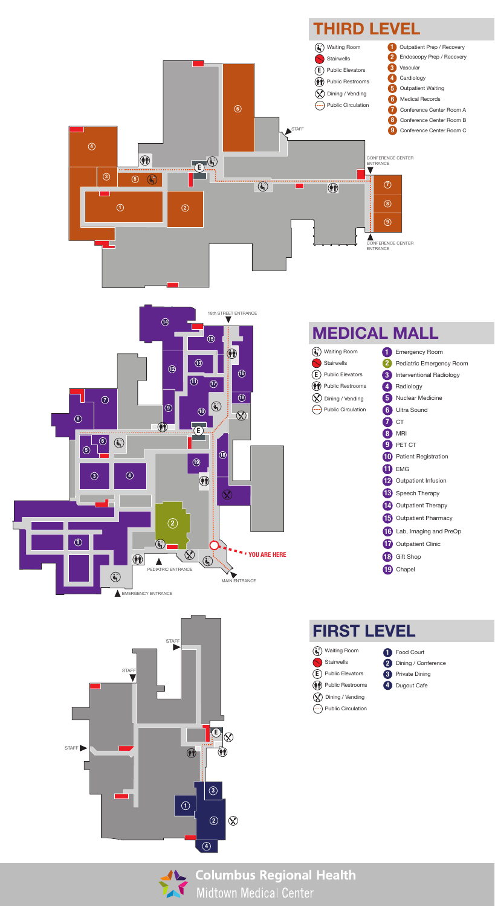# THIRD LEVEL

- Waiting Room
- Stairwells
- Public Elevators
- Public Restrooms
- Dining / Vending
- Public Circulation

1. Outpatient Prep / Recovery
2. Endoscopy Prep / Recovery
3. Vascular
4. Cardiology
5. Outpatient Waiting
6. Medical Records
7. Conference Center Room A
8. Conference Center Room B
9. Conference Center Room C

STAFF

CONFERENCE CENTER ENTRANCE

CONFERENCE CENTER ENTRANCE

# MEDICAL MALL

- Waiting Room
- Stairwells
- Public Elevators
- Public Restrooms
- Dining / Vending
- Public Circulation

1. Emergency Room
2. Pediatric Emergency Room
3. Interventional Radiology
4. Radiology
5. Nuclear Medicine
6. Ultra Sound
7. CT
8. MRI
9. PET CT
10. Patient Registration
11. EMG
12. Outpatient Infusion
13. Speech Therapy
14. Outpatient Therapy
15. Outpatient Pharmacy
16. Lab, Imaging and PreOp
17. Outpatient Clinic
18. Gift Shop
19. Chapel

18th STREET ENTRANCE

YOU ARE HERE

PEDIATRIC ENTRANCE

MAIN ENTRANCE

EMERGENCY ENTRANCE

# FIRST LEVEL

- Waiting Room
- Stairwells
- Public Elevators
- Public Restrooms
- Dining / Vending
- Public Circulation

1. Food Court
2. Dining / Conference
3. Private Dining
4. Dugout Cafe

STAFF

STAFF

STAFF

**Columbus Regional Health**
Midtown Medical Center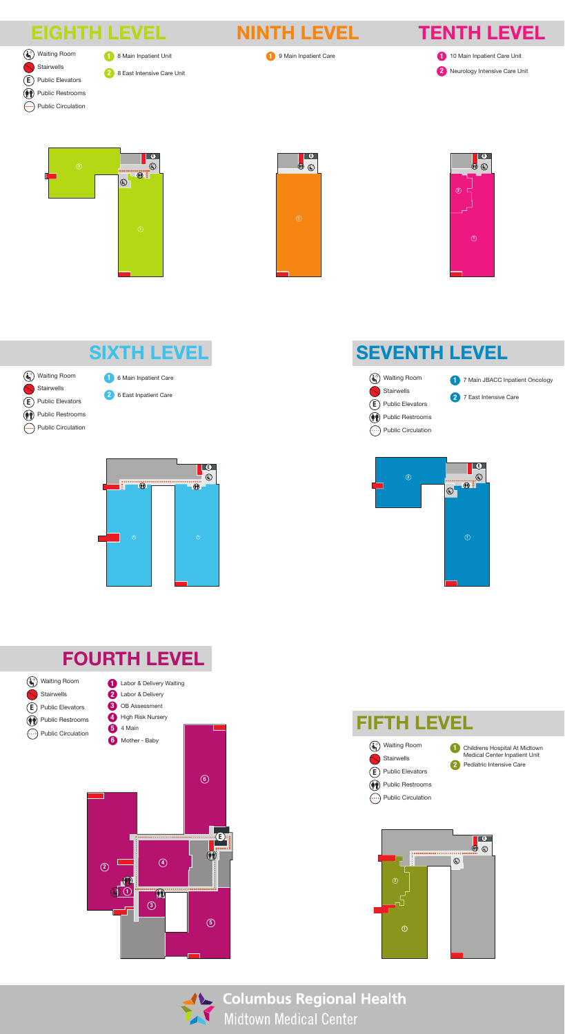# EIGHTH LEVEL

- Waiting Room
- Stairwells
- Public Elevators
- Public Restrooms
- Public Circulation

1. 8 Main Inpatient Unit
2. 8 East Intensive Care Unit

# NINTH LEVEL

1. 9 Main Inpatient Care

# TENTH LEVEL

1. 10 Main Inpatient Care Unit
2. Neurology Intensive Care Unit

# SIXTH LEVEL

- Waiting Room
- Stairwells
- Public Elevators
- Public Restrooms
- Public Circulation

1. 6 Main Inpatient Care
2. 6 East Inpatient Care

# SEVENTH LEVEL

- Waiting Room
- Stairwells
- Public Elevators
- Public Restrooms
- Public Circulation

1. 7 Main JBACC Inpatient Oncology
2. 7 East Intensive Care

# FOURTH LEVEL

- Waiting Room
- Stairwells
- Public Elevators
- Public Restrooms
- Public Circulation

1. Labor & Delivery Waiting
2. Labor & Delivery
3. OB Assessment
4. High Risk Nursery
5. 4 Main
6. Mother - Baby

# FIFTH LEVEL

- Waiting Room
- Stairwells
- Public Elevators
- Public Restrooms
- Public Circulation

1. Childrens Hospital At Midtown Medical Center Inpatient Unit
2. Pediatric Intensive Care

Columbus Regional Health
Midtown Medical Center